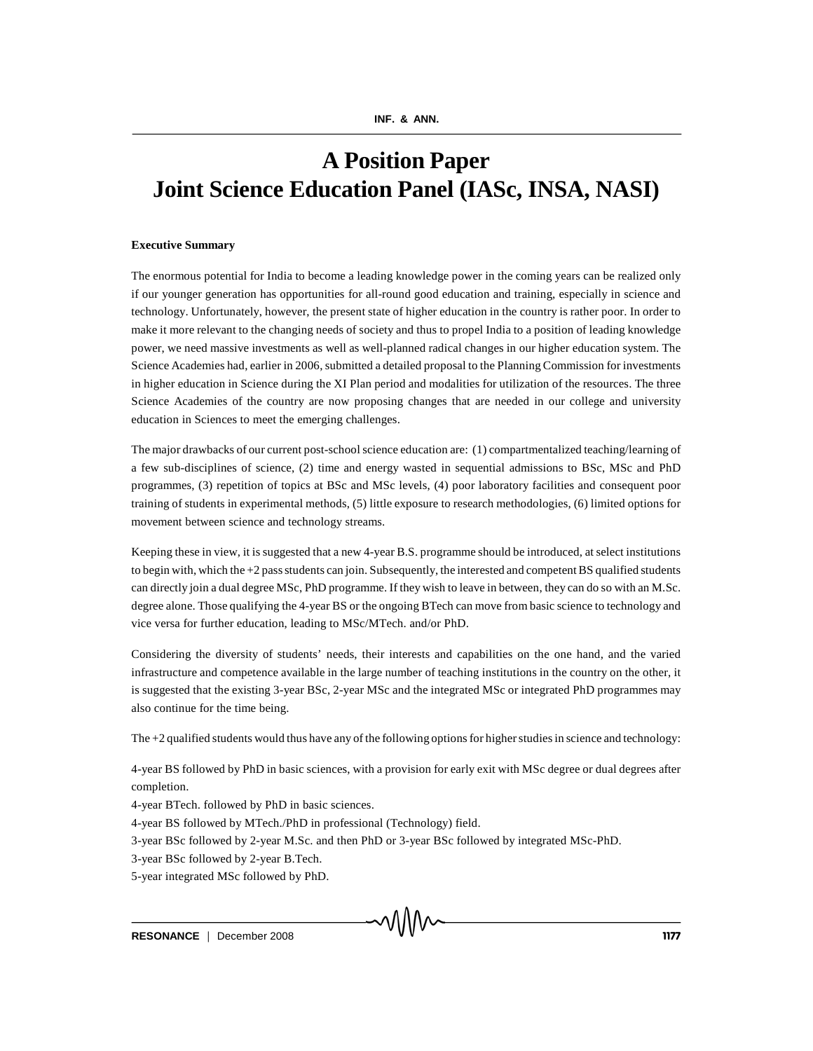# A Position Paper
# Joint Science Education Panel (IASc, INSA, NASI)

**Executive Summary**

The enormous potential for India to become a leading knowledge power in the coming years can be realized only if our younger generation has opportunities for all-round good education and training, especially in science and technology. Unfortunately, however, the present state of higher education in the country is rather poor. In order to make it more relevant to the changing needs of society and thus to propel India to a position of leading knowledge power, we need massive investments as well as well-planned radical changes in our higher education system. The Science Academies had, earlier in 2006, submitted a detailed proposal to the Planning Commission for investments in higher education in Science during the XI Plan period and modalities for utilization of the resources. The three Science Academies of the country are now proposing changes that are needed in our college and university education in Sciences to meet the emerging challenges.

The major drawbacks of our current post-school science education are: (1) compartmentalized teaching/learning of a few sub-disciplines of science, (2) time and energy wasted in sequential admissions to BSc, MSc and PhD programmes, (3) repetition of topics at BSc and MSc levels, (4) poor laboratory facilities and consequent poor training of students in experimental methods, (5) little exposure to research methodologies, (6) limited options for movement between science and technology streams.

Keeping these in view, it is suggested that a new 4-year B.S. programme should be introduced, at select institutions to begin with, which the +2 pass students can join. Subsequently, the interested and competent BS qualified students can directly join a dual degree MSc, PhD programme. If they wish to leave in between, they can do so with an M.Sc. degree alone. Those qualifying the 4-year BS or the ongoing BTech can move from basic science to technology and vice versa for further education, leading to MSc/MTech. and/or PhD.

Considering the diversity of students' needs, their interests and capabilities on the one hand, and the varied infrastructure and competence available in the large number of teaching institutions in the country on the other, it is suggested that the existing 3-year BSc, 2-year MSc and the integrated MSc or integrated PhD programmes may also continue for the time being.

The +2 qualified students would thus have any of the following options for higher studies in science and technology:

4-year BS followed by PhD in basic sciences, with a provision for early exit with MSc degree or dual degrees after completion.

4-year BTech. followed by PhD in basic sciences.

4-year BS followed by MTech./PhD in professional (Technology) field.

3-year BSc followed by 2-year M.Sc. and then PhD or 3-year BSc followed by integrated MSc-PhD.

3-year BSc followed by 2-year B.Tech.

5-year integrated MSc followed by PhD.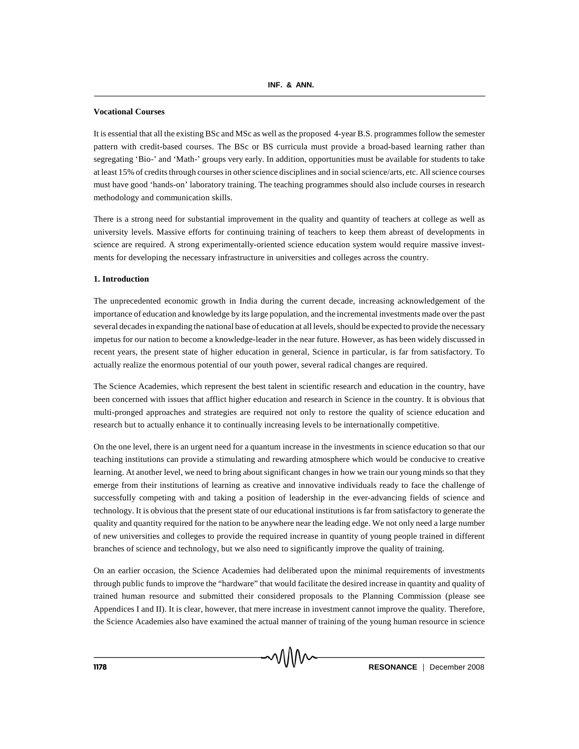**Vocational Courses**

It is essential that all the existing BSc and MSc as well as the proposed 4-year B.S. programmes follow the semester pattern with credit-based courses. The BSc or BS curricula must provide a broad-based learning rather than segregating 'Bio-' and 'Math-' groups very early. In addition, opportunities must be available for students to take at least 15% of credits through courses in other science disciplines and in social science/arts, etc. All science courses must have good 'hands-on' laboratory training. The teaching programmes should also include courses in research methodology and communication skills.

There is a strong need for substantial improvement in the quality and quantity of teachers at college as well as university levels. Massive efforts for continuing training of teachers to keep them abreast of developments in science are required. A strong experimentally-oriented science education system would require massive investments for developing the necessary infrastructure in universities and colleges across the country.

**1. Introduction**

The unprecedented economic growth in India during the current decade, increasing acknowledgement of the importance of education and knowledge by its large population, and the incremental investments made over the past several decades in expanding the national base of education at all levels, should be expected to provide the necessary impetus for our nation to become a knowledge-leader in the near future. However, as has been widely discussed in recent years, the present state of higher education in general, Science in particular, is far from satisfactory. To actually realize the enormous potential of our youth power, several radical changes are required.

The Science Academies, which represent the best talent in scientific research and education in the country, have been concerned with issues that afflict higher education and research in Science in the country. It is obvious that multi-pronged approaches and strategies are required not only to restore the quality of science education and research but to actually enhance it to continually increasing levels to be internationally competitive.

On the one level, there is an urgent need for a quantum increase in the investments in science education so that our teaching institutions can provide a stimulating and rewarding atmosphere which would be conducive to creative learning. At another level, we need to bring about significant changes in how we train our young minds so that they emerge from their institutions of learning as creative and innovative individuals ready to face the challenge of successfully competing with and taking a position of leadership in the ever-advancing fields of science and technology. It is obvious that the present state of our educational institutions is far from satisfactory to generate the quality and quantity required for the nation to be anywhere near the leading edge. We not only need a large number of new universities and colleges to provide the required increase in quantity of young people trained in different branches of science and technology, but we also need to significantly improve the quality of training.

On an earlier occasion, the Science Academies had deliberated upon the minimal requirements of investments through public funds to improve the "hardware" that would facilitate the desired increase in quantity and quality of trained human resource and submitted their considered proposals to the Planning Commission (please see Appendices I and II). It is clear, however, that mere increase in investment cannot improve the quality. Therefore, the Science Academies also have examined the actual manner of training of the young human resource in science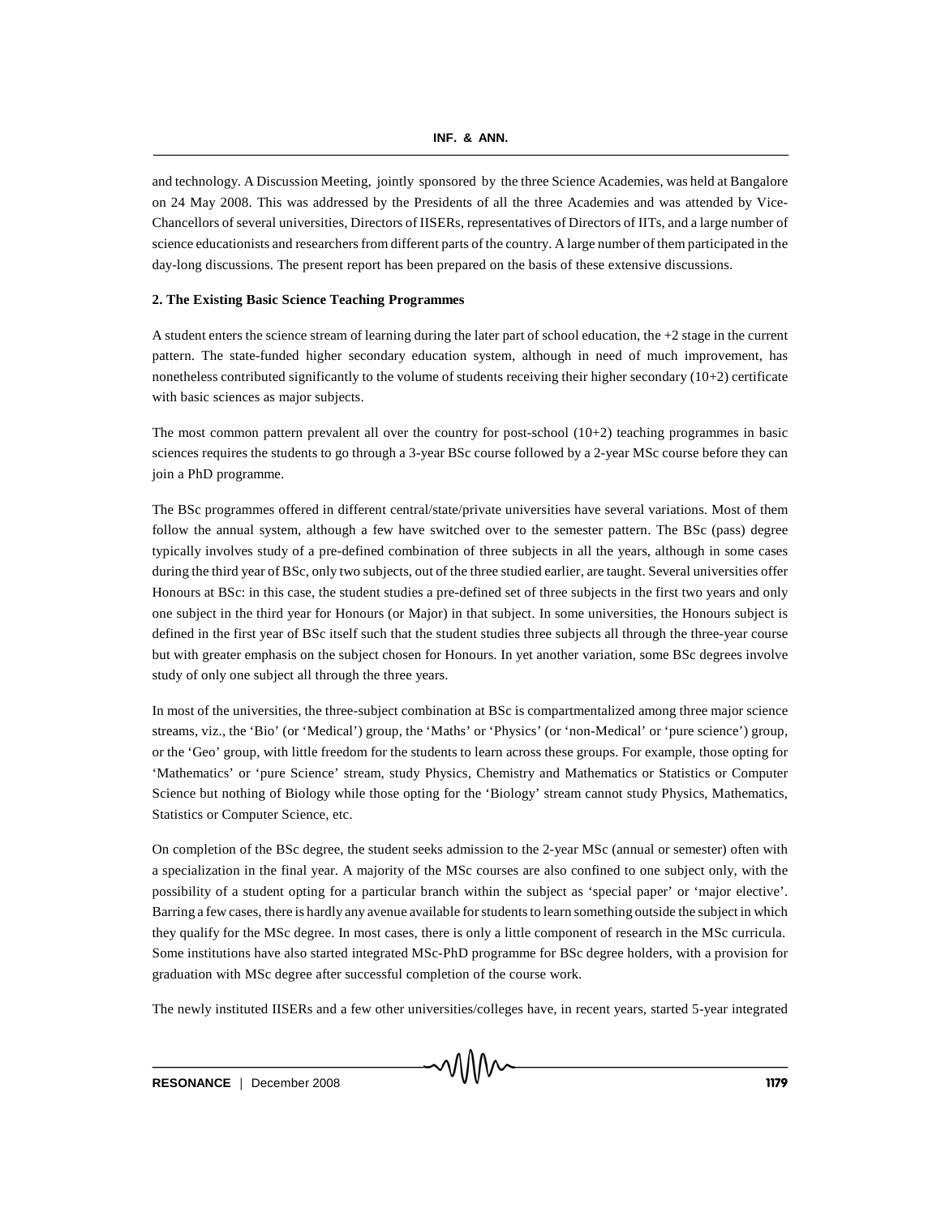and technology. A Discussion Meeting, jointly sponsored by the three Science Academies, was held at Bangalore on 24 May 2008. This was addressed by the Presidents of all the three Academies and was attended by Vice-Chancellors of several universities, Directors of IISERs, representatives of Directors of IITs, and a large number of science educationists and researchers from different parts of the country. A large number of them participated in the day-long discussions. The present report has been prepared on the basis of these extensive discussions.

## 2. The Existing Basic Science Teaching Programmes

A student enters the science stream of learning during the later part of school education, the +2 stage in the current pattern. The state-funded higher secondary education system, although in need of much improvement, has nonetheless contributed significantly to the volume of students receiving their higher secondary (10+2) certificate with basic sciences as major subjects.

The most common pattern prevalent all over the country for post-school (10+2) teaching programmes in basic sciences requires the students to go through a 3-year BSc course followed by a 2-year MSc course before they can join a PhD programme.

The BSc programmes offered in different central/state/private universities have several variations. Most of them follow the annual system, although a few have switched over to the semester pattern. The BSc (pass) degree typically involves study of a pre-defined combination of three subjects in all the years, although in some cases during the third year of BSc, only two subjects, out of the three studied earlier, are taught. Several universities offer Honours at BSc: in this case, the student studies a pre-defined set of three subjects in the first two years and only one subject in the third year for Honours (or Major) in that subject. In some universities, the Honours subject is defined in the first year of BSc itself such that the student studies three subjects all through the three-year course but with greater emphasis on the subject chosen for Honours. In yet another variation, some BSc degrees involve study of only one subject all through the three years.

In most of the universities, the three-subject combination at BSc is compartmentalized among three major science streams, viz., the 'Bio' (or 'Medical') group, the 'Maths' or 'Physics' (or 'non-Medical' or 'pure science') group, or the 'Geo' group, with little freedom for the students to learn across these groups. For example, those opting for 'Mathematics' or 'pure Science' stream, study Physics, Chemistry and Mathematics or Statistics or Computer Science but nothing of Biology while those opting for the 'Biology' stream cannot study Physics, Mathematics, Statistics or Computer Science, etc.

On completion of the BSc degree, the student seeks admission to the 2-year MSc (annual or semester) often with a specialization in the final year. A majority of the MSc courses are also confined to one subject only, with the possibility of a student opting for a particular branch within the subject as 'special paper' or 'major elective'. Barring a few cases, there is hardly any avenue available for students to learn something outside the subject in which they qualify for the MSc degree. In most cases, there is only a little component of research in the MSc curricula. Some institutions have also started integrated MSc-PhD programme for BSc degree holders, with a provision for graduation with MSc degree after successful completion of the course work.

The newly instituted IISERs and a few other universities/colleges have, in recent years, started 5-year integrated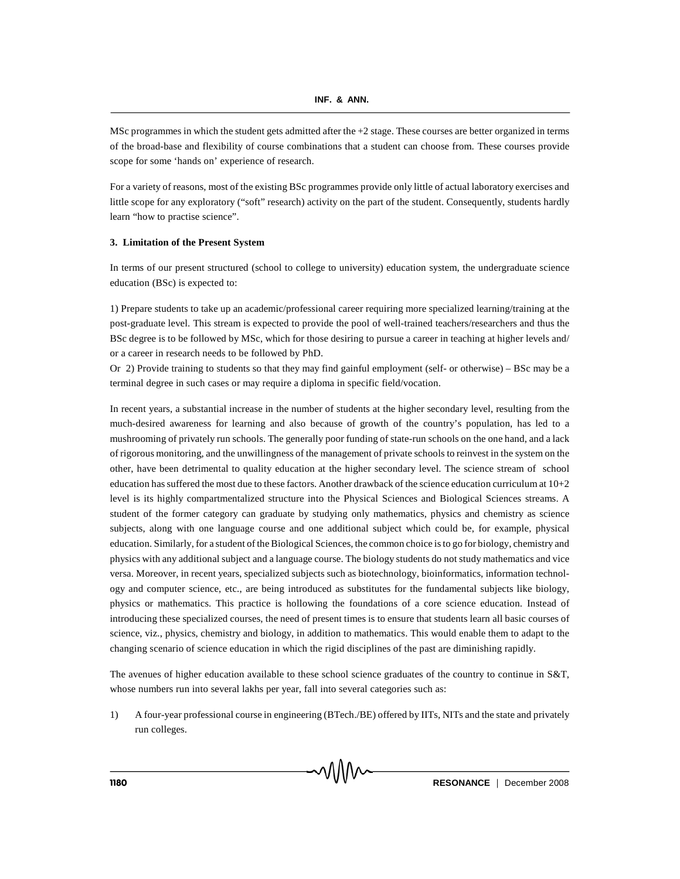MSc programmes in which the student gets admitted after the +2 stage. These courses are better organized in terms of the broad-base and flexibility of course combinations that a student can choose from. These courses provide scope for some 'hands on' experience of research.

For a variety of reasons, most of the existing BSc programmes provide only little of actual laboratory exercises and little scope for any exploratory ("soft" research) activity on the part of the student. Consequently, students hardly learn "how to practise science".

**3. Limitation of the Present System**

In terms of our present structured (school to college to university) education system, the undergraduate science education (BSc) is expected to:

1) Prepare students to take up an academic/professional career requiring more specialized learning/training at the post-graduate level. This stream is expected to provide the pool of well-trained teachers/researchers and thus the BSc degree is to be followed by MSc, which for those desiring to pursue a career in teaching at higher levels and/ or a career in research needs to be followed by PhD.

Or 2) Provide training to students so that they may find gainful employment (self- or otherwise) – BSc may be a terminal degree in such cases or may require a diploma in specific field/vocation.

In recent years, a substantial increase in the number of students at the higher secondary level, resulting from the much-desired awareness for learning and also because of growth of the country's population, has led to a mushrooming of privately run schools. The generally poor funding of state-run schools on the one hand, and a lack of rigorous monitoring, and the unwillingness of the management of private schools to reinvest in the system on the other, have been detrimental to quality education at the higher secondary level. The science stream of school education has suffered the most due to these factors. Another drawback of the science education curriculum at 10+2 level is its highly compartmentalized structure into the Physical Sciences and Biological Sciences streams. A student of the former category can graduate by studying only mathematics, physics and chemistry as science subjects, along with one language course and one additional subject which could be, for example, physical education. Similarly, for a student of the Biological Sciences, the common choice is to go for biology, chemistry and physics with any additional subject and a language course. The biology students do not study mathematics and vice versa. Moreover, in recent years, specialized subjects such as biotechnology, bioinformatics, information technology and computer science, etc., are being introduced as substitutes for the fundamental subjects like biology, physics or mathematics. This practice is hollowing the foundations of a core science education. Instead of introducing these specialized courses, the need of present times is to ensure that students learn all basic courses of science, viz., physics, chemistry and biology, in addition to mathematics. This would enable them to adapt to the changing scenario of science education in which the rigid disciplines of the past are diminishing rapidly.

The avenues of higher education available to these school science graduates of the country to continue in S&T, whose numbers run into several lakhs per year, fall into several categories such as:

1) A four-year professional course in engineering (BTech./BE) offered by IITs, NITs and the state and privately run colleges.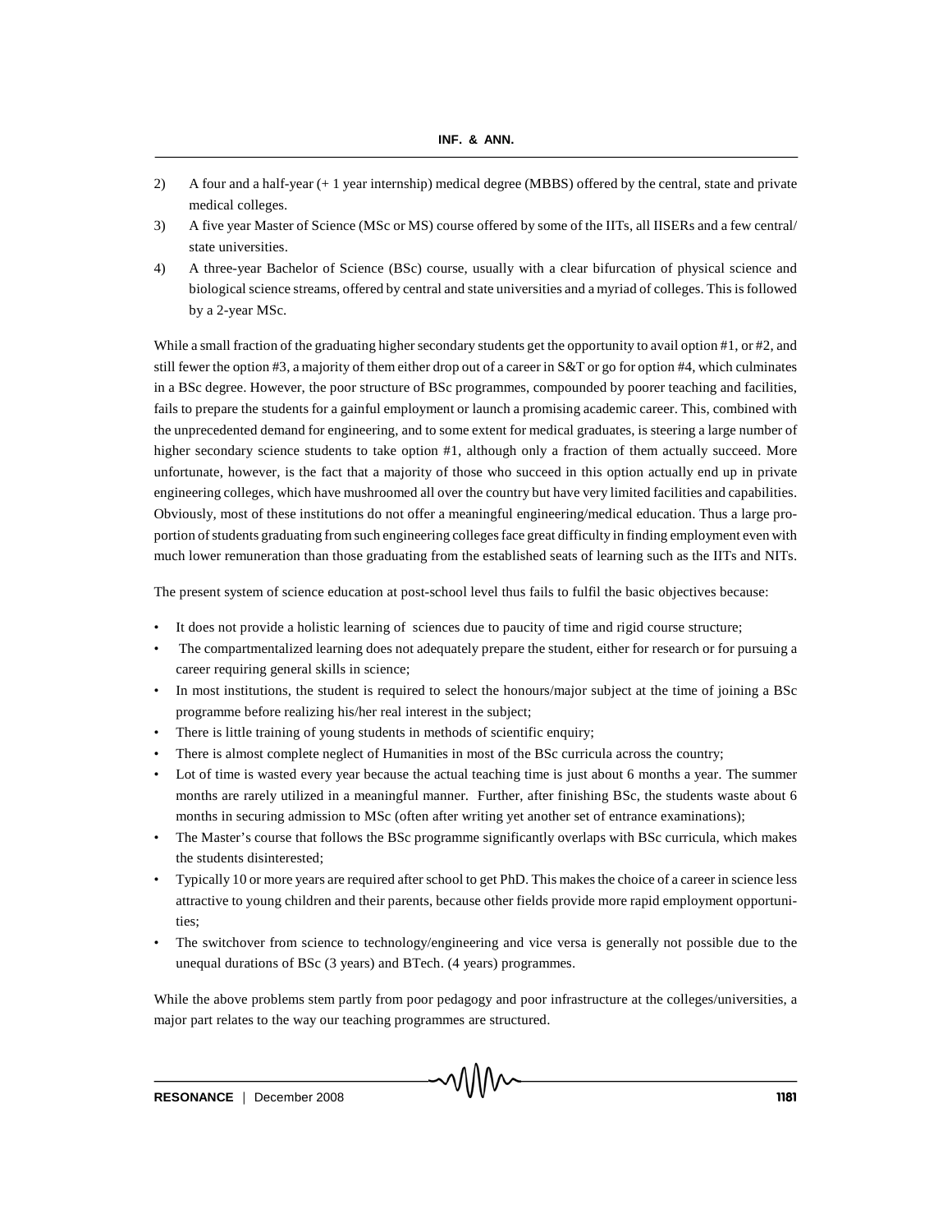2) A four and a half-year (+ 1 year internship) medical degree (MBBS) offered by the central, state and private medical colleges.
3) A five year Master of Science (MSc or MS) course offered by some of the IITs, all IISERs and a few central/state universities.
4) A three-year Bachelor of Science (BSc) course, usually with a clear bifurcation of physical science and biological science streams, offered by central and state universities and a myriad of colleges. This is followed by a 2-year MSc.

While a small fraction of the graduating higher secondary students get the opportunity to avail option #1, or #2, and still fewer the option #3, a majority of them either drop out of a career in S&T or go for option #4, which culminates in a BSc degree. However, the poor structure of BSc programmes, compounded by poorer teaching and facilities, fails to prepare the students for a gainful employment or launch a promising academic career. This, combined with the unprecedented demand for engineering, and to some extent for medical graduates, is steering a large number of higher secondary science students to take option #1, although only a fraction of them actually succeed. More unfortunate, however, is the fact that a majority of those who succeed in this option actually end up in private engineering colleges, which have mushroomed all over the country but have very limited facilities and capabilities. Obviously, most of these institutions do not offer a meaningful engineering/medical education. Thus a large proportion of students graduating from such engineering colleges face great difficulty in finding employment even with much lower remuneration than those graduating from the established seats of learning such as the IITs and NITs.

The present system of science education at post-school level thus fails to fulfil the basic objectives because:

- It does not provide a holistic learning of sciences due to paucity of time and rigid course structure;
- The compartmentalized learning does not adequately prepare the student, either for research or for pursuing a career requiring general skills in science;
- In most institutions, the student is required to select the honours/major subject at the time of joining a BSc programme before realizing his/her real interest in the subject;
- There is little training of young students in methods of scientific enquiry;
- There is almost complete neglect of Humanities in most of the BSc curricula across the country;
- Lot of time is wasted every year because the actual teaching time is just about 6 months a year. The summer months are rarely utilized in a meaningful manner. Further, after finishing BSc, the students waste about 6 months in securing admission to MSc (often after writing yet another set of entrance examinations);
- The Master's course that follows the BSc programme significantly overlaps with BSc curricula, which makes the students disinterested;
- Typically 10 or more years are required after school to get PhD. This makes the choice of a career in science less attractive to young children and their parents, because other fields provide more rapid employment opportunities;
- The switchover from science to technology/engineering and vice versa is generally not possible due to the unequal durations of BSc (3 years) and BTech. (4 years) programmes.

While the above problems stem partly from poor pedagogy and poor infrastructure at the colleges/universities, a major part relates to the way our teaching programmes are structured.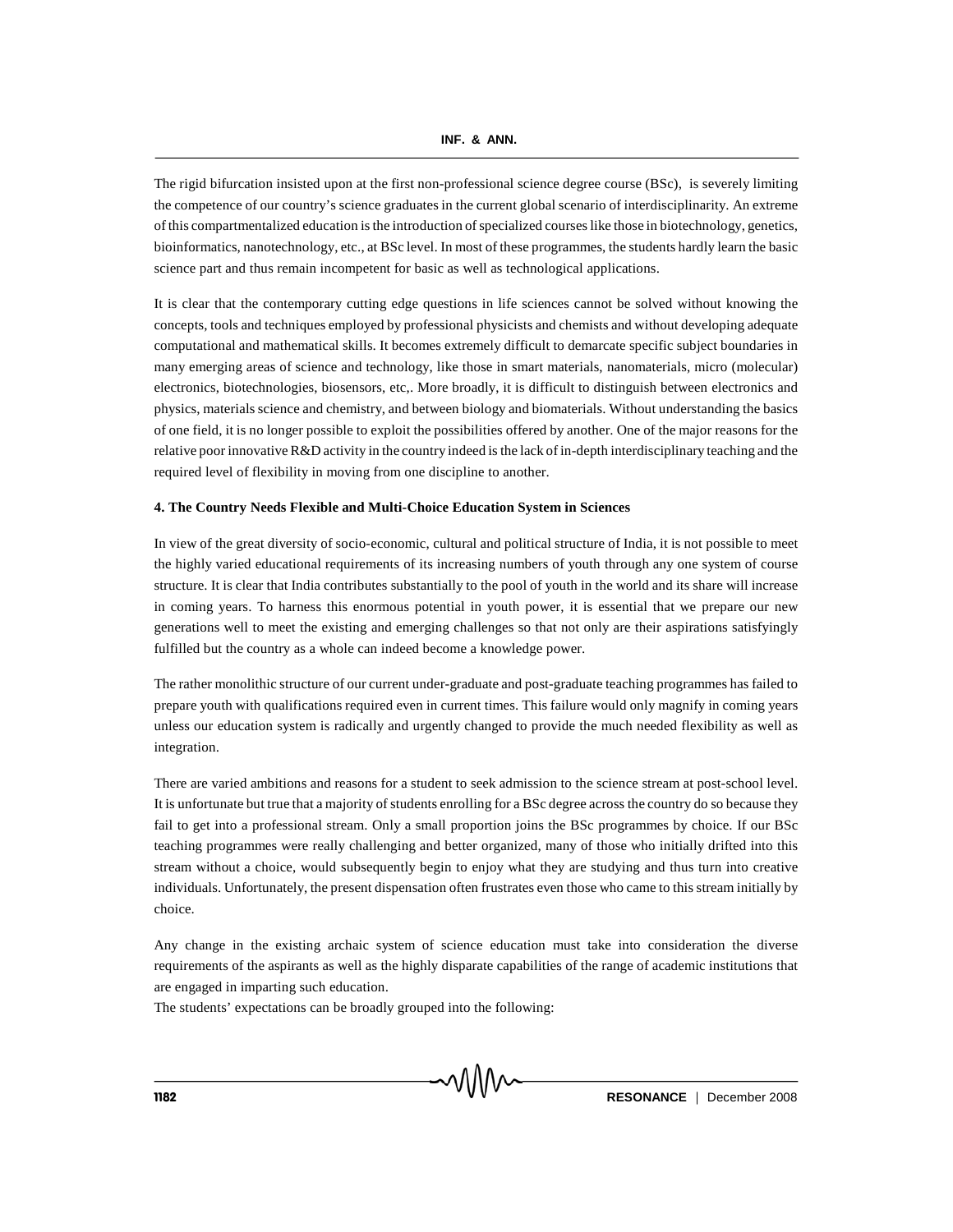The rigid bifurcation insisted upon at the first non-professional science degree course (BSc), is severely limiting the competence of our country's science graduates in the current global scenario of interdisciplinarity. An extreme of this compartmentalized education is the introduction of specialized courses like those in biotechnology, genetics, bioinformatics, nanotechnology, etc., at BSc level. In most of these programmes, the students hardly learn the basic science part and thus remain incompetent for basic as well as technological applications.

It is clear that the contemporary cutting edge questions in life sciences cannot be solved without knowing the concepts, tools and techniques employed by professional physicists and chemists and without developing adequate computational and mathematical skills. It becomes extremely difficult to demarcate specific subject boundaries in many emerging areas of science and technology, like those in smart materials, nanomaterials, micro (molecular) electronics, biotechnologies, biosensors, etc,. More broadly, it is difficult to distinguish between electronics and physics, materials science and chemistry, and between biology and biomaterials. Without understanding the basics of one field, it is no longer possible to exploit the possibilities offered by another. One of the major reasons for the relative poor innovative R&D activity in the country indeed is the lack of in-depth interdisciplinary teaching and the required level of flexibility in moving from one discipline to another.

### 4. The Country Needs Flexible and Multi-Choice Education System in Sciences

In view of the great diversity of socio-economic, cultural and political structure of India, it is not possible to meet the highly varied educational requirements of its increasing numbers of youth through any one system of course structure. It is clear that India contributes substantially to the pool of youth in the world and its share will increase in coming years. To harness this enormous potential in youth power, it is essential that we prepare our new generations well to meet the existing and emerging challenges so that not only are their aspirations satisfyingly fulfilled but the country as a whole can indeed become a knowledge power.

The rather monolithic structure of our current under-graduate and post-graduate teaching programmes has failed to prepare youth with qualifications required even in current times. This failure would only magnify in coming years unless our education system is radically and urgently changed to provide the much needed flexibility as well as integration.

There are varied ambitions and reasons for a student to seek admission to the science stream at post-school level. It is unfortunate but true that a majority of students enrolling for a BSc degree across the country do so because they fail to get into a professional stream. Only a small proportion joins the BSc programmes by choice. If our BSc teaching programmes were really challenging and better organized, many of those who initially drifted into this stream without a choice, would subsequently begin to enjoy what they are studying and thus turn into creative individuals. Unfortunately, the present dispensation often frustrates even those who came to this stream initially by choice.

Any change in the existing archaic system of science education must take into consideration the diverse requirements of the aspirants as well as the highly disparate capabilities of the range of academic institutions that are engaged in imparting such education.

The students' expectations can be broadly grouped into the following: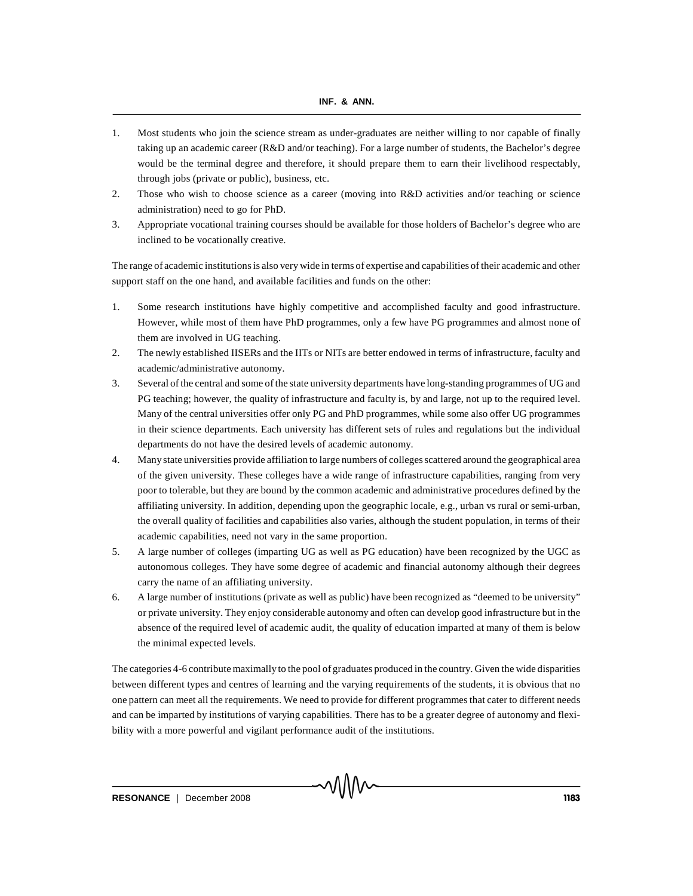1. Most students who join the science stream as under-graduates are neither willing to nor capable of finally taking up an academic career (R&D and/or teaching). For a large number of students, the Bachelor's degree would be the terminal degree and therefore, it should prepare them to earn their livelihood respectably, through jobs (private or public), business, etc.
2. Those who wish to choose science as a career (moving into R&D activities and/or teaching or science administration) need to go for PhD.
3. Appropriate vocational training courses should be available for those holders of Bachelor's degree who are inclined to be vocationally creative.

The range of academic institutions is also very wide in terms of expertise and capabilities of their academic and other support staff on the one hand, and available facilities and funds on the other:

1. Some research institutions have highly competitive and accomplished faculty and good infrastructure. However, while most of them have PhD programmes, only a few have PG programmes and almost none of them are involved in UG teaching.
2. The newly established IISERs and the IITs or NITs are better endowed in terms of infrastructure, faculty and academic/administrative autonomy.
3. Several of the central and some of the state university departments have long-standing programmes of UG and PG teaching; however, the quality of infrastructure and faculty is, by and large, not up to the required level. Many of the central universities offer only PG and PhD programmes, while some also offer UG programmes in their science departments. Each university has different sets of rules and regulations but the individual departments do not have the desired levels of academic autonomy.
4. Many state universities provide affiliation to large numbers of colleges scattered around the geographical area of the given university. These colleges have a wide range of infrastructure capabilities, ranging from very poor to tolerable, but they are bound by the common academic and administrative procedures defined by the affiliating university. In addition, depending upon the geographic locale, e.g., urban vs rural or semi-urban, the overall quality of facilities and capabilities also varies, although the student population, in terms of their academic capabilities, need not vary in the same proportion.
5. A large number of colleges (imparting UG as well as PG education) have been recognized by the UGC as autonomous colleges. They have some degree of academic and financial autonomy although their degrees carry the name of an affiliating university.
6. A large number of institutions (private as well as public) have been recognized as "deemed to be university" or private university. They enjoy considerable autonomy and often can develop good infrastructure but in the absence of the required level of academic audit, the quality of education imparted at many of them is below the minimal expected levels.

The categories 4-6 contribute maximally to the pool of graduates produced in the country. Given the wide disparities between different types and centres of learning and the varying requirements of the students, it is obvious that no one pattern can meet all the requirements. We need to provide for different programmes that cater to different needs and can be imparted by institutions of varying capabilities. There has to be a greater degree of autonomy and flexibility with a more powerful and vigilant performance audit of the institutions.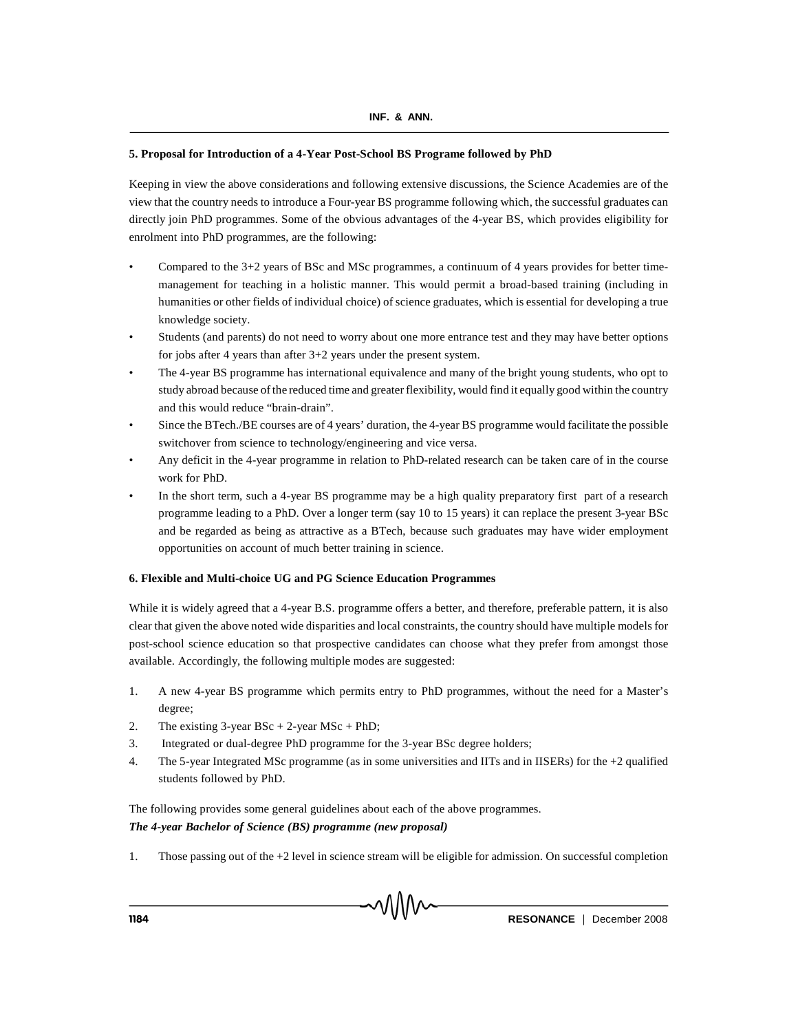### 5. Proposal for Introduction of a 4-Year Post-School BS Programe followed by PhD

Keeping in view the above considerations and following extensive discussions, the Science Academies are of the view that the country needs to introduce a Four-year BS programme following which, the successful graduates can directly join PhD programmes. Some of the obvious advantages of the 4-year BS, which provides eligibility for enrolment into PhD programmes, are the following:

- Compared to the 3+2 years of BSc and MSc programmes, a continuum of 4 years provides for better time-management for teaching in a holistic manner. This would permit a broad-based training (including in humanities or other fields of individual choice) of science graduates, which is essential for developing a true knowledge society.
- Students (and parents) do not need to worry about one more entrance test and they may have better options for jobs after 4 years than after 3+2 years under the present system.
- The 4-year BS programme has international equivalence and many of the bright young students, who opt to study abroad because of the reduced time and greater flexibility, would find it equally good within the country and this would reduce "brain-drain".
- Since the BTech./BE courses are of 4 years' duration, the 4-year BS programme would facilitate the possible switchover from science to technology/engineering and vice versa.
- Any deficit in the 4-year programme in relation to PhD-related research can be taken care of in the course work for PhD.
- In the short term, such a 4-year BS programme may be a high quality preparatory first part of a research programme leading to a PhD. Over a longer term (say 10 to 15 years) it can replace the present 3-year BSc and be regarded as being as attractive as a BTech, because such graduates may have wider employment opportunities on account of much better training in science.

### 6. Flexible and Multi-choice UG and PG Science Education Programmes

While it is widely agreed that a 4-year B.S. programme offers a better, and therefore, preferable pattern, it is also clear that given the above noted wide disparities and local constraints, the country should have multiple models for post-school science education so that prospective candidates can choose what they prefer from amongst those available. Accordingly, the following multiple modes are suggested:

1. A new 4-year BS programme which permits entry to PhD programmes, without the need for a Master's degree;
2. The existing 3-year BSc + 2-year MSc + PhD;
3. Integrated or dual-degree PhD programme for the 3-year BSc degree holders;
4. The 5-year Integrated MSc programme (as in some universities and IITs and in IISERs) for the +2 qualified students followed by PhD.

The following provides some general guidelines about each of the above programmes.

***The 4-year Bachelor of Science (BS) programme (new proposal)***

1. Those passing out of the +2 level in science stream will be eligible for admission. On successful completion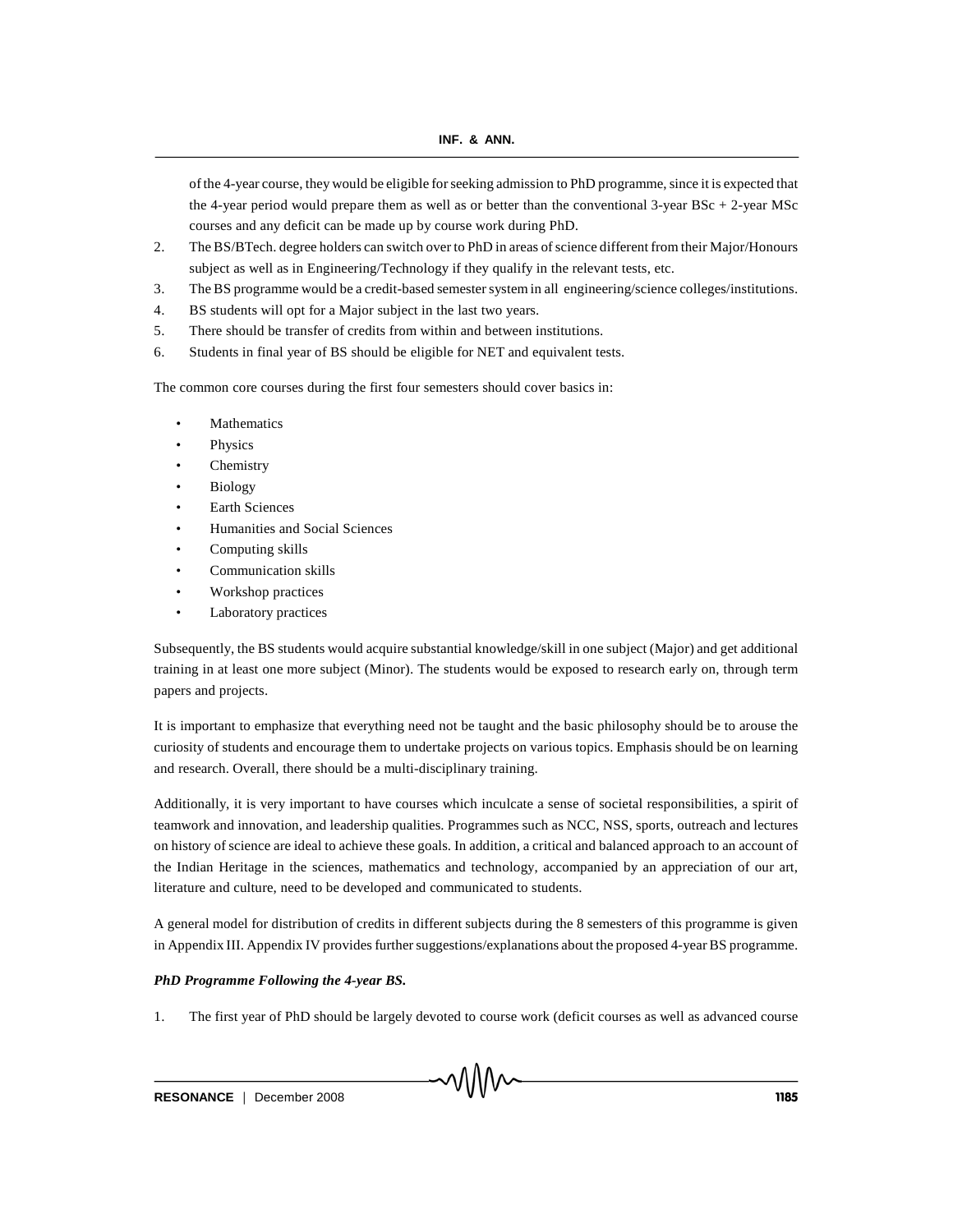of the 4-year course, they would be eligible for seeking admission to PhD programme, since it is expected that the 4-year period would prepare them as well as or better than the conventional 3-year BSc + 2-year MSc courses and any deficit can be made up by course work during PhD.

2. The BS/BTech. degree holders can switch over to PhD in areas of science different from their Major/Honours subject as well as in Engineering/Technology if they qualify in the relevant tests, etc.
3. The BS programme would be a credit-based semester system in all engineering/science colleges/institutions.
4. BS students will opt for a Major subject in the last two years.
5. There should be transfer of credits from within and between institutions.
6. Students in final year of BS should be eligible for NET and equivalent tests.

The common core courses during the first four semesters should cover basics in:

- Mathematics
- Physics
- Chemistry
- Biology
- Earth Sciences
- Humanities and Social Sciences
- Computing skills
- Communication skills
- Workshop practices
- Laboratory practices

Subsequently, the BS students would acquire substantial knowledge/skill in one subject (Major) and get additional training in at least one more subject (Minor). The students would be exposed to research early on, through term papers and projects.

It is important to emphasize that everything need not be taught and the basic philosophy should be to arouse the curiosity of students and encourage them to undertake projects on various topics. Emphasis should be on learning and research. Overall, there should be a multi-disciplinary training.

Additionally, it is very important to have courses which inculcate a sense of societal responsibilities, a spirit of teamwork and innovation, and leadership qualities. Programmes such as NCC, NSS, sports, outreach and lectures on history of science are ideal to achieve these goals. In addition, a critical and balanced approach to an account of the Indian Heritage in the sciences, mathematics and technology, accompanied by an appreciation of our art, literature and culture, need to be developed and communicated to students.

A general model for distribution of credits in different subjects during the 8 semesters of this programme is given in Appendix III. Appendix IV provides further suggestions/explanations about the proposed 4-year BS programme.

***PhD Programme Following the 4-year BS.***

1. The first year of PhD should be largely devoted to course work (deficit courses as well as advanced course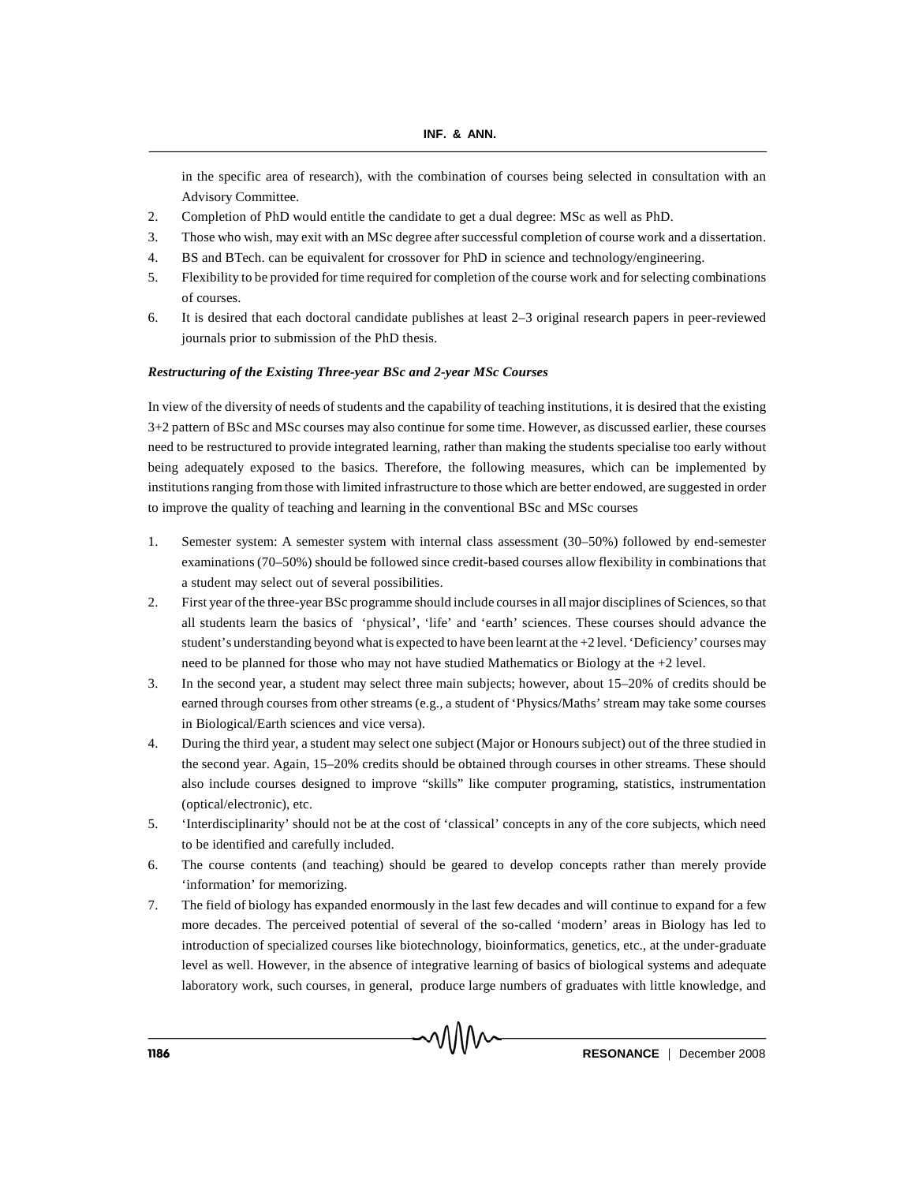in the specific area of research), with the combination of courses being selected in consultation with an Advisory Committee.

2. Completion of PhD would entitle the candidate to get a dual degree: MSc as well as PhD.
3. Those who wish, may exit with an MSc degree after successful completion of course work and a dissertation.
4. BS and BTech. can be equivalent for crossover for PhD in science and technology/engineering.
5. Flexibility to be provided for time required for completion of the course work and for selecting combinations of courses.
6. It is desired that each doctoral candidate publishes at least 2–3 original research papers in peer-reviewed journals prior to submission of the PhD thesis.

***Restructuring of the Existing Three-year BSc and 2-year MSc Courses***

In view of the diversity of needs of students and the capability of teaching institutions, it is desired that the existing 3+2 pattern of BSc and MSc courses may also continue for some time. However, as discussed earlier, these courses need to be restructured to provide integrated learning, rather than making the students specialise too early without being adequately exposed to the basics. Therefore, the following measures, which can be implemented by institutions ranging from those with limited infrastructure to those which are better endowed, are suggested in order to improve the quality of teaching and learning in the conventional BSc and MSc courses

1. Semester system: A semester system with internal class assessment (30–50%) followed by end-semester examinations (70–50%) should be followed since credit-based courses allow flexibility in combinations that a student may select out of several possibilities.
2. First year of the three-year BSc programme should include courses in all major disciplines of Sciences, so that all students learn the basics of 'physical', 'life' and 'earth' sciences. These courses should advance the student's understanding beyond what is expected to have been learnt at the +2 level. 'Deficiency' courses may need to be planned for those who may not have studied Mathematics or Biology at the +2 level.
3. In the second year, a student may select three main subjects; however, about 15–20% of credits should be earned through courses from other streams (e.g., a student of 'Physics/Maths' stream may take some courses in Biological/Earth sciences and vice versa).
4. During the third year, a student may select one subject (Major or Honours subject) out of the three studied in the second year. Again, 15–20% credits should be obtained through courses in other streams. These should also include courses designed to improve "skills" like computer programing, statistics, instrumentation (optical/electronic), etc.
5. 'Interdisciplinarity' should not be at the cost of 'classical' concepts in any of the core subjects, which need to be identified and carefully included.
6. The course contents (and teaching) should be geared to develop concepts rather than merely provide 'information' for memorizing.
7. The field of biology has expanded enormously in the last few decades and will continue to expand for a few more decades. The perceived potential of several of the so-called 'modern' areas in Biology has led to introduction of specialized courses like biotechnology, bioinformatics, genetics, etc., at the under-graduate level as well. However, in the absence of integrative learning of basics of biological systems and adequate laboratory work, such courses, in general, produce large numbers of graduates with little knowledge, and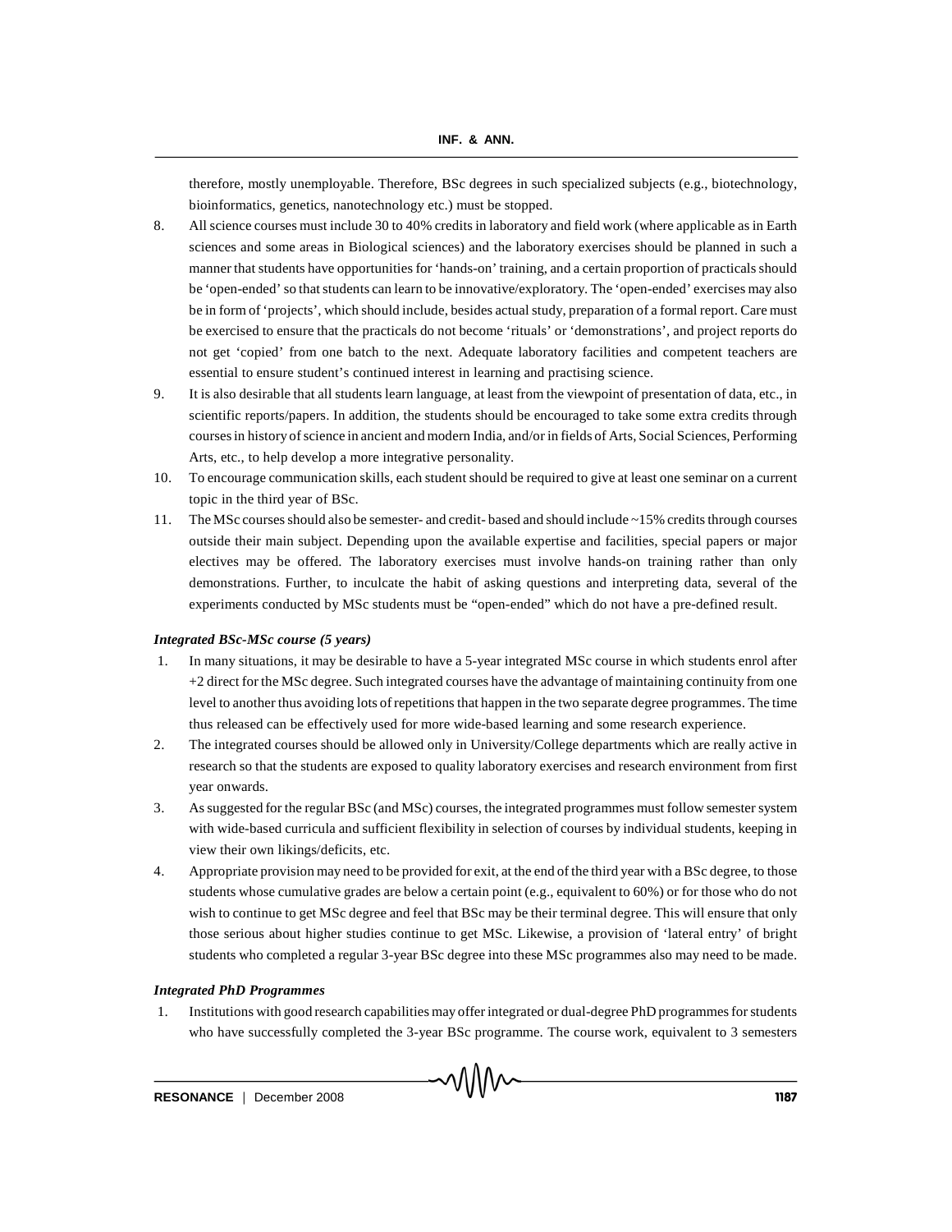therefore, mostly unemployable. Therefore, BSc degrees in such specialized subjects (e.g., biotechnology, bioinformatics, genetics, nanotechnology etc.) must be stopped.

8. All science courses must include 30 to 40% credits in laboratory and field work (where applicable as in Earth sciences and some areas in Biological sciences) and the laboratory exercises should be planned in such a manner that students have opportunities for 'hands-on' training, and a certain proportion of practicals should be 'open-ended' so that students can learn to be innovative/exploratory. The 'open-ended' exercises may also be in form of 'projects', which should include, besides actual study, preparation of a formal report. Care must be exercised to ensure that the practicals do not become 'rituals' or 'demonstrations', and project reports do not get 'copied' from one batch to the next. Adequate laboratory facilities and competent teachers are essential to ensure student's continued interest in learning and practising science.
9. It is also desirable that all students learn language, at least from the viewpoint of presentation of data, etc., in scientific reports/papers. In addition, the students should be encouraged to take some extra credits through courses in history of science in ancient and modern India, and/or in fields of Arts, Social Sciences, Performing Arts, etc., to help develop a more integrative personality.
10. To encourage communication skills, each student should be required to give at least one seminar on a current topic in the third year of BSc.
11. The MSc courses should also be semester- and credit- based and should include ~15% credits through courses outside their main subject. Depending upon the available expertise and facilities, special papers or major electives may be offered. The laboratory exercises must involve hands-on training rather than only demonstrations. Further, to inculcate the habit of asking questions and interpreting data, several of the experiments conducted by MSc students must be "open-ended" which do not have a pre-defined result.

***Integrated BSc-MSc course (5 years)***

1. In many situations, it may be desirable to have a 5-year integrated MSc course in which students enrol after +2 direct for the MSc degree. Such integrated courses have the advantage of maintaining continuity from one level to another thus avoiding lots of repetitions that happen in the two separate degree programmes. The time thus released can be effectively used for more wide-based learning and some research experience.
2. The integrated courses should be allowed only in University/College departments which are really active in research so that the students are exposed to quality laboratory exercises and research environment from first year onwards.
3. As suggested for the regular BSc (and MSc) courses, the integrated programmes must follow semester system with wide-based curricula and sufficient flexibility in selection of courses by individual students, keeping in view their own likings/deficits, etc.
4. Appropriate provision may need to be provided for exit, at the end of the third year with a BSc degree, to those students whose cumulative grades are below a certain point (e.g., equivalent to 60%) or for those who do not wish to continue to get MSc degree and feel that BSc may be their terminal degree. This will ensure that only those serious about higher studies continue to get MSc. Likewise, a provision of 'lateral entry' of bright students who completed a regular 3-year BSc degree into these MSc programmes also may need to be made.

***Integrated PhD Programmes***

1. Institutions with good research capabilities may offer integrated or dual-degree PhD programmes for students who have successfully completed the 3-year BSc programme. The course work, equivalent to 3 semesters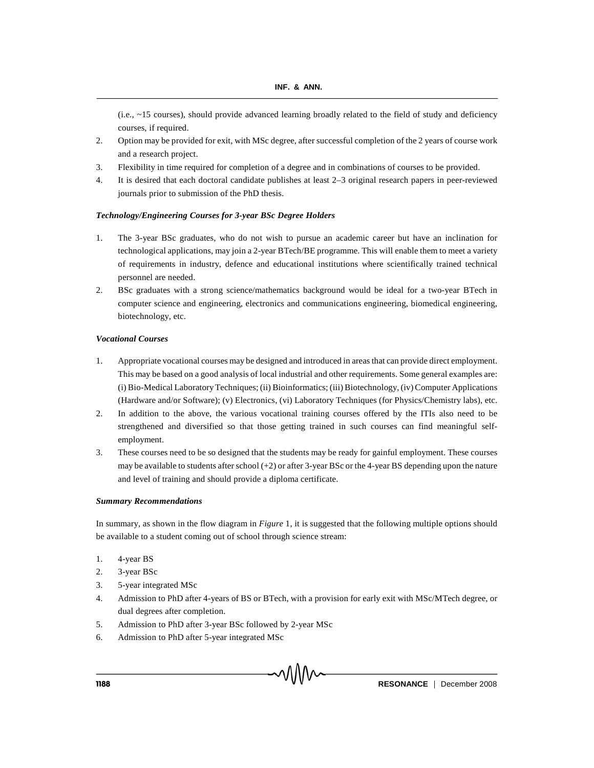(i.e., ~15 courses), should provide advanced learning broadly related to the field of study and deficiency courses, if required.

2. Option may be provided for exit, with MSc degree, after successful completion of the 2 years of course work and a research project.
3. Flexibility in time required for completion of a degree and in combinations of courses to be provided.
4. It is desired that each doctoral candidate publishes at least 2–3 original research papers in peer-reviewed journals prior to submission of the PhD thesis.

***Technology/Engineering Courses for 3-year BSc Degree Holders***

1. The 3-year BSc graduates, who do not wish to pursue an academic career but have an inclination for technological applications, may join a 2-year BTech/BE programme. This will enable them to meet a variety of requirements in industry, defence and educational institutions where scientifically trained technical personnel are needed.
2. BSc graduates with a strong science/mathematics background would be ideal for a two-year BTech in computer science and engineering, electronics and communications engineering, biomedical engineering, biotechnology, etc.

***Vocational Courses***

1. Appropriate vocational courses may be designed and introduced in areas that can provide direct employment. This may be based on a good analysis of local industrial and other requirements. Some general examples are: (i) Bio-Medical Laboratory Techniques; (ii) Bioinformatics; (iii) Biotechnology, (iv) Computer Applications (Hardware and/or Software); (v) Electronics, (vi) Laboratory Techniques (for Physics/Chemistry labs), etc.
2. In addition to the above, the various vocational training courses offered by the ITIs also need to be strengthened and diversified so that those getting trained in such courses can find meaningful self-employment.
3. These courses need to be so designed that the students may be ready for gainful employment. These courses may be available to students after school (+2) or after 3-year BSc or the 4-year BS depending upon the nature and level of training and should provide a diploma certificate.

***Summary Recommendations***

In summary, as shown in the flow diagram in *Figure* 1, it is suggested that the following multiple options should be available to a student coming out of school through science stream:

1. 4-year BS
2. 3-year BSc
3. 5-year integrated MSc
4. Admission to PhD after 4-years of BS or BTech, with a provision for early exit with MSc/MTech degree, or dual degrees after completion.
5. Admission to PhD after 3-year BSc followed by 2-year MSc
6. Admission to PhD after 5-year integrated MSc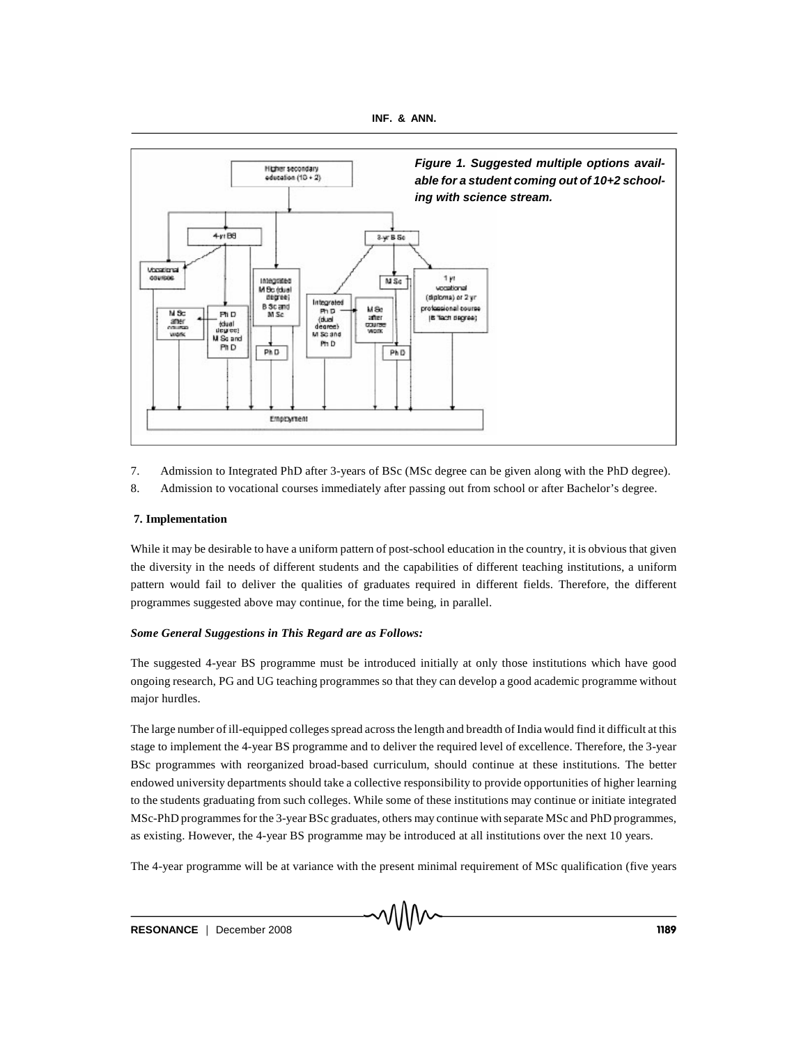*Figure 1. Suggested multiple options available for a student coming out of 10+2 schooling with science stream.*

7. Admission to Integrated PhD after 3-years of BSc (MSc degree can be given along with the PhD degree).
8. Admission to vocational courses immediately after passing out from school or after Bachelor's degree.

## 7. Implementation

While it may be desirable to have a uniform pattern of post-school education in the country, it is obvious that given the diversity in the needs of different students and the capabilities of different teaching institutions, a uniform pattern would fail to deliver the qualities of graduates required in different fields. Therefore, the different programmes suggested above may continue, for the time being, in parallel.

***Some General Suggestions in This Regard are as Follows:***

The suggested 4-year BS programme must be introduced initially at only those institutions which have good ongoing research, PG and UG teaching programmes so that they can develop a good academic programme without major hurdles.

The large number of ill-equipped colleges spread across the length and breadth of India would find it difficult at this stage to implement the 4-year BS programme and to deliver the required level of excellence. Therefore, the 3-year BSc programmes with reorganized broad-based curriculum, should continue at these institutions. The better endowed university departments should take a collective responsibility to provide opportunities of higher learning to the students graduating from such colleges. While some of these institutions may continue or initiate integrated MSc-PhD programmes for the 3-year BSc graduates, others may continue with separate MSc and PhD programmes, as existing. However, the 4-year BS programme may be introduced at all institutions over the next 10 years.

The 4-year programme will be at variance with the present minimal requirement of MSc qualification (five years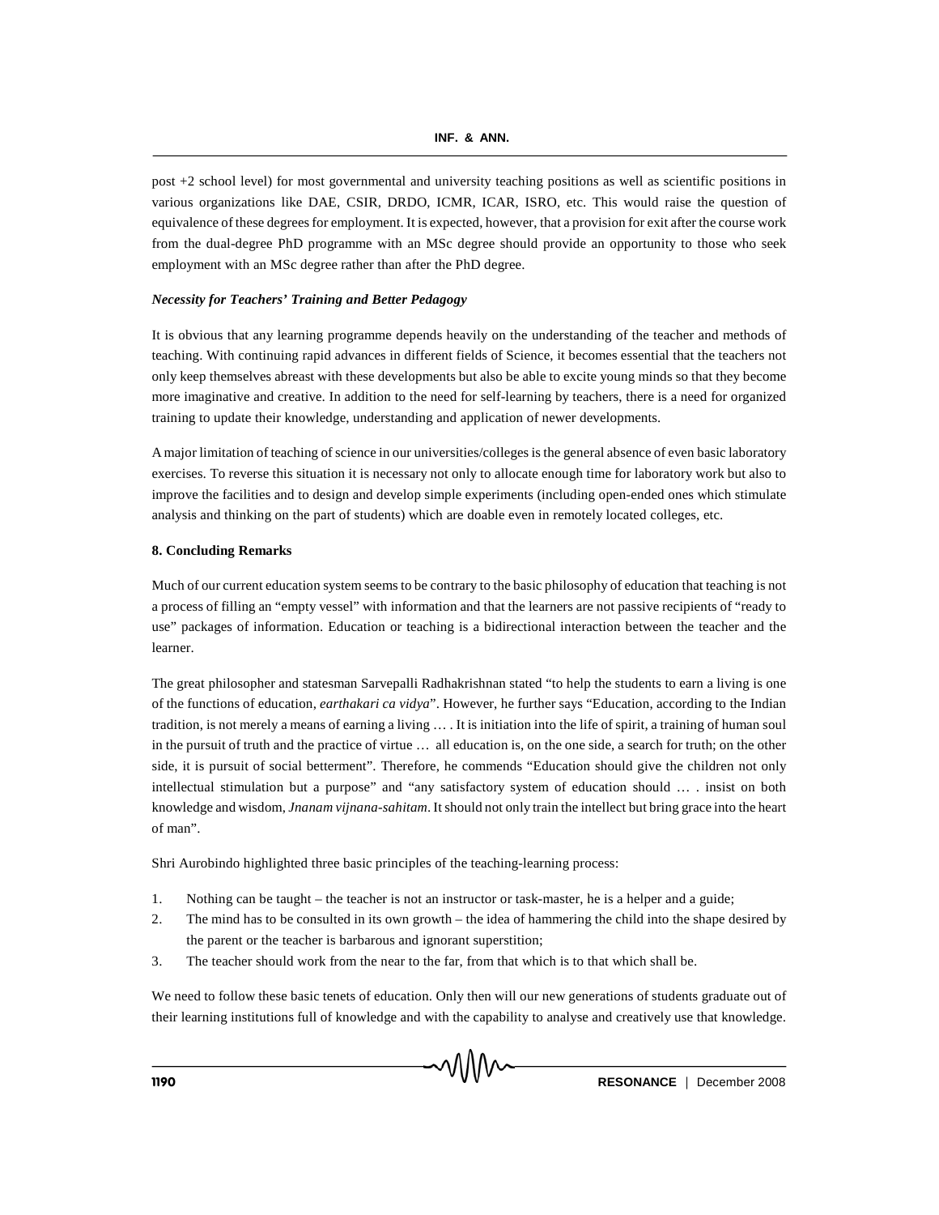post +2 school level) for most governmental and university teaching positions as well as scientific positions in various organizations like DAE, CSIR, DRDO, ICMR, ICAR, ISRO, etc. This would raise the question of equivalence of these degrees for employment. It is expected, however, that a provision for exit after the course work from the dual-degree PhD programme with an MSc degree should provide an opportunity to those who seek employment with an MSc degree rather than after the PhD degree.

***Necessity for Teachers' Training and Better Pedagogy***

It is obvious that any learning programme depends heavily on the understanding of the teacher and methods of teaching. With continuing rapid advances in different fields of Science, it becomes essential that the teachers not only keep themselves abreast with these developments but also be able to excite young minds so that they become more imaginative and creative. In addition to the need for self-learning by teachers, there is a need for organized training to update their knowledge, understanding and application of newer developments.

A major limitation of teaching of science in our universities/colleges is the general absence of even basic laboratory exercises. To reverse this situation it is necessary not only to allocate enough time for laboratory work but also to improve the facilities and to design and develop simple experiments (including open-ended ones which stimulate analysis and thinking on the part of students) which are doable even in remotely located colleges, etc.

## 8. Concluding Remarks

Much of our current education system seems to be contrary to the basic philosophy of education that teaching is not a process of filling an "empty vessel" with information and that the learners are not passive recipients of "ready to use" packages of information. Education or teaching is a bidirectional interaction between the teacher and the learner.

The great philosopher and statesman Sarvepalli Radhakrishnan stated "to help the students to earn a living is one of the functions of education, *earthakari ca vidya*". However, he further says "Education, according to the Indian tradition, is not merely a means of earning a living … . It is initiation into the life of spirit, a training of human soul in the pursuit of truth and the practice of virtue … all education is, on the one side, a search for truth; on the other side, it is pursuit of social betterment". Therefore, he commends "Education should give the children not only intellectual stimulation but a purpose" and "any satisfactory system of education should … . insist on both knowledge and wisdom, *Jnanam vijnana-sahitam*. It should not only train the intellect but bring grace into the heart of man".

Shri Aurobindo highlighted three basic principles of the teaching-learning process:

1. Nothing can be taught – the teacher is not an instructor or task-master, he is a helper and a guide;
2. The mind has to be consulted in its own growth – the idea of hammering the child into the shape desired by the parent or the teacher is barbarous and ignorant superstition;
3. The teacher should work from the near to the far, from that which is to that which shall be.

We need to follow these basic tenets of education. Only then will our new generations of students graduate out of their learning institutions full of knowledge and with the capability to analyse and creatively use that knowledge.